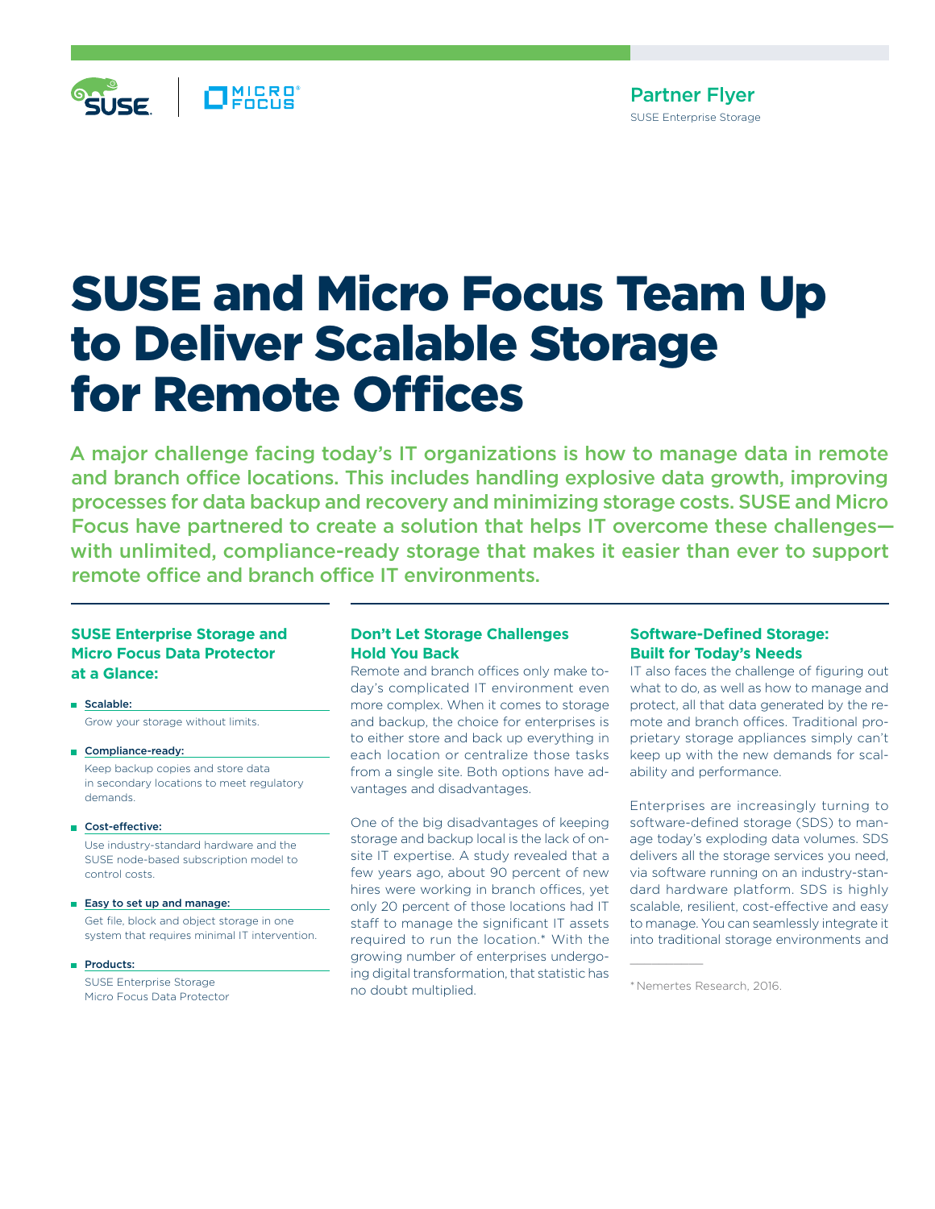Partner Flyer
SUSE Enterprise Storage

# SUSE and Micro Focus Team Up to Deliver Scalable Storage for Remote Offices

**A major challenge facing today's IT organizations is how to manage data in remote and branch office locations. This includes handling explosive data growth, improving processes for data backup and recovery and minimizing storage costs. SUSE and Micro Focus have partnered to create a solution that helps IT overcome these challenges—with unlimited, compliance-ready storage that makes it easier than ever to support remote office and branch office IT environments.**

### SUSE Enterprise Storage and Micro Focus Data Protector at a Glance:

- **Scalable:**
  Grow your storage without limits.
- **Compliance-ready:**
  Keep backup copies and store data in secondary locations to meet regulatory demands.
- **Cost-effective:**
  Use industry-standard hardware and the SUSE node-based subscription model to control costs.
- **Easy to set up and manage:**
  Get file, block and object storage in one system that requires minimal IT intervention.
- **Products:**
  SUSE Enterprise Storage
  Micro Focus Data Protector

## Don't Let Storage Challenges Hold You Back

Remote and branch offices only make today's complicated IT environment even more complex. When it comes to storage and backup, the choice for enterprises is to either store and back up everything in each location or centralize those tasks from a single site. Both options have advantages and disadvantages.

One of the big disadvantages of keeping storage and backup local is the lack of onsite IT expertise. A study revealed that a few years ago, about 90 percent of new hires were working in branch offices, yet only 20 percent of those locations had IT staff to manage the significant IT assets required to run the location.* With the growing number of enterprises undergoing digital transformation, that statistic has no doubt multiplied.

## Software-Defined Storage: Built for Today's Needs

IT also faces the challenge of figuring out what to do, as well as how to manage and protect, all that data generated by the remote and branch offices. Traditional proprietary storage appliances simply can't keep up with the new demands for scalability and performance.

Enterprises are increasingly turning to software-defined storage (SDS) to manage today's exploding data volumes. SDS delivers all the storage services you need, via software running on an industry-standard hardware platform. SDS is highly scalable, resilient, cost-effective and easy to manage. You can seamlessly integrate it into traditional storage environments and

* Nemertes Research, 2016.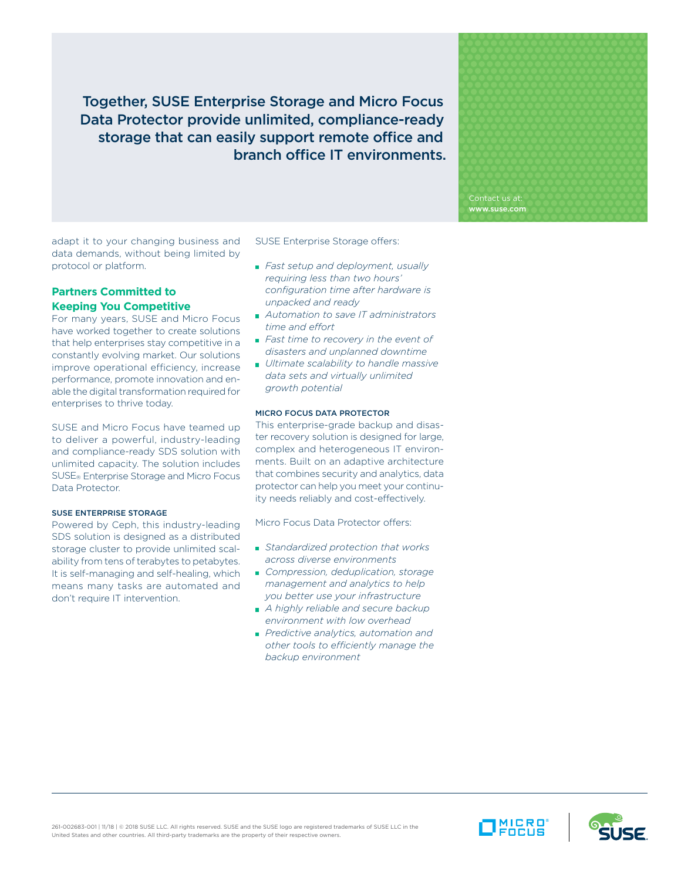Together, SUSE Enterprise Storage and Micro Focus Data Protector provide unlimited, compliance-ready storage that can easily support remote office and branch office IT environments.

Contact us at:
**www.suse.com**

adapt it to your changing business and data demands, without being limited by protocol or platform.

## Partners Committed to Keeping You Competitive

For many years, SUSE and Micro Focus have worked together to create solutions that help enterprises stay competitive in a constantly evolving market. Our solutions improve operational efficiency, increase performance, promote innovation and enable the digital transformation required for enterprises to thrive today.

SUSE and Micro Focus have teamed up to deliver a powerful, industry-leading and compliance-ready SDS solution with unlimited capacity. The solution includes SUSE® Enterprise Storage and Micro Focus Data Protector.

### SUSE ENTERPRISE STORAGE

Powered by Ceph, this industry-leading SDS solution is designed as a distributed storage cluster to provide unlimited scalability from tens of terabytes to petabytes. It is self-managing and self-healing, which means many tasks are automated and don't require IT intervention.

SUSE Enterprise Storage offers:

- *Fast setup and deployment, usually requiring less than two hours' configuration time after hardware is unpacked and ready*
- *Automation to save IT administrators time and effort*
- *Fast time to recovery in the event of disasters and unplanned downtime*
- *Ultimate scalability to handle massive data sets and virtually unlimited growth potential*

### MICRO FOCUS DATA PROTECTOR

This enterprise-grade backup and disaster recovery solution is designed for large, complex and heterogeneous IT environments. Built on an adaptive architecture that combines security and analytics, data protector can help you meet your continuity needs reliably and cost-effectively.

Micro Focus Data Protector offers:

- *Standardized protection that works across diverse environments*
- *Compression, deduplication, storage management and analytics to help you better use your infrastructure*
- *A highly reliable and secure backup environment with low overhead*
- *Predictive analytics, automation and other tools to efficiently manage the backup environment*

261-002683-001 | 11/18 | © 2018 SUSE LLC. All rights reserved. SUSE and the SUSE logo are registered trademarks of SUSE LLC in the United States and other countries. All third-party trademarks are the property of their respective owners.